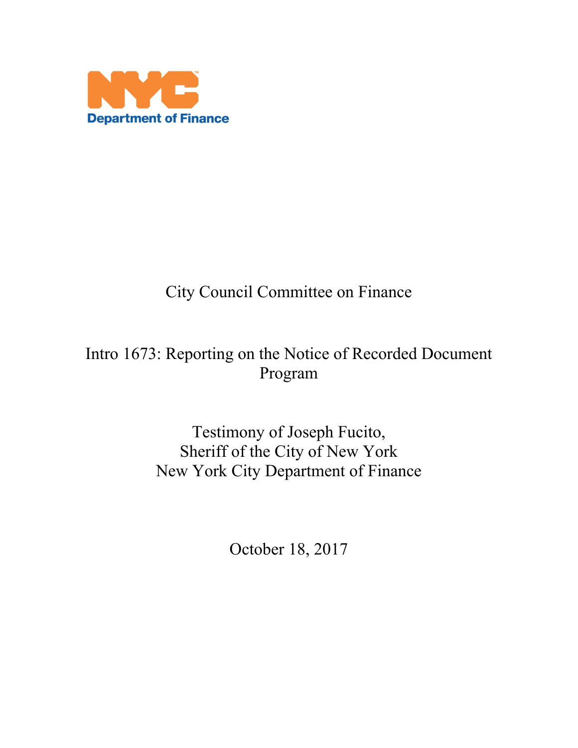NYC Department of Finance

City Council Committee on Finance

Intro 1673: Reporting on the Notice of Recorded Document Program

Testimony of Joseph Fucito,
Sheriff of the City of New York
New York City Department of Finance

October 18, 2017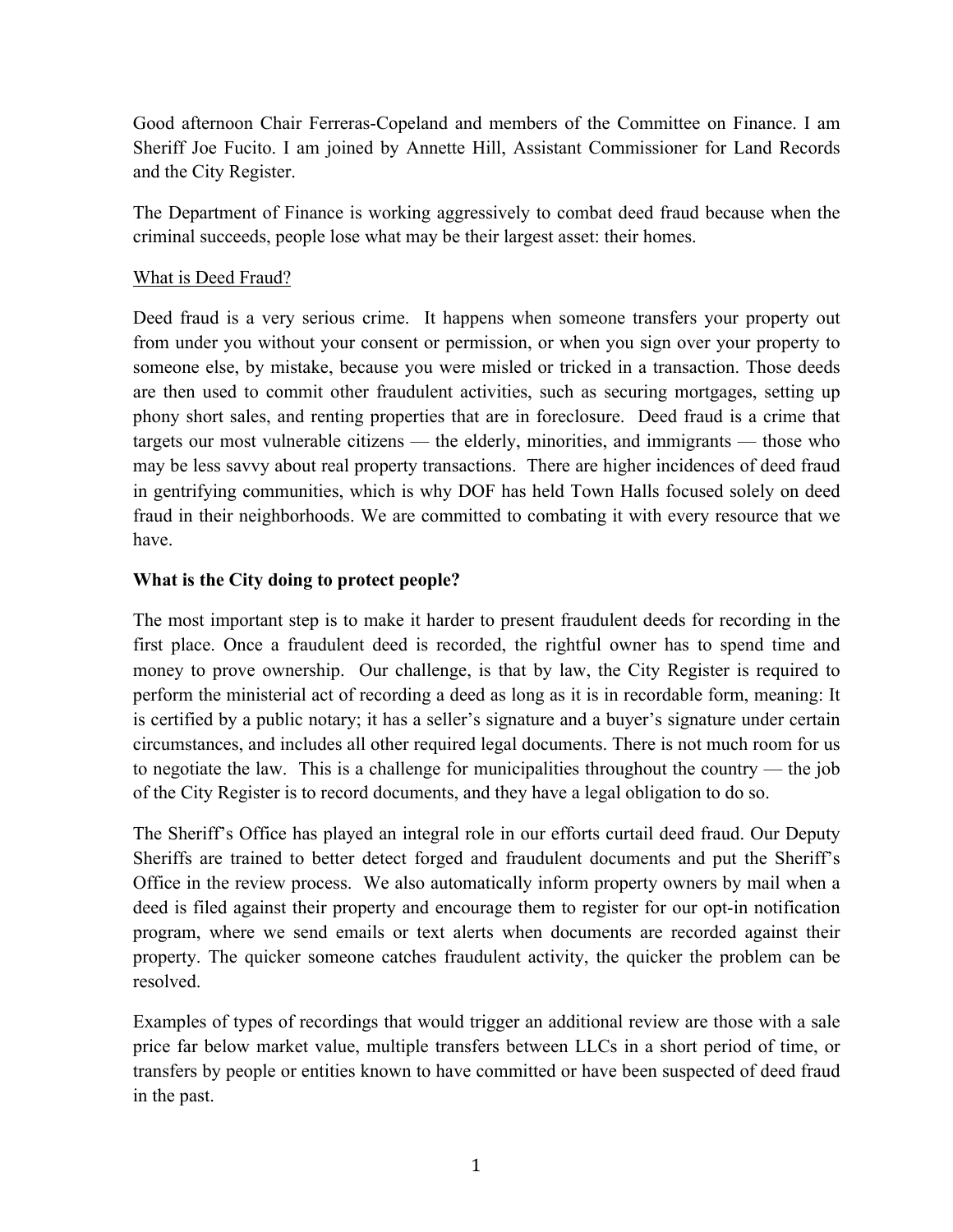Good afternoon Chair Ferreras-Copeland and members of the Committee on Finance. I am Sheriff Joe Fucito. I am joined by Annette Hill, Assistant Commissioner for Land Records and the City Register.

The Department of Finance is working aggressively to combat deed fraud because when the criminal succeeds, people lose what may be their largest asset: their homes.

<u>What is Deed Fraud?</u>

Deed fraud is a very serious crime. It happens when someone transfers your property out from under you without your consent or permission, or when you sign over your property to someone else, by mistake, because you were misled or tricked in a transaction. Those deeds are then used to commit other fraudulent activities, such as securing mortgages, setting up phony short sales, and renting properties that are in foreclosure. Deed fraud is a crime that targets our most vulnerable citizens — the elderly, minorities, and immigrants — those who may be less savvy about real property transactions. There are higher incidences of deed fraud in gentrifying communities, which is why DOF has held Town Halls focused solely on deed fraud in their neighborhoods. We are committed to combating it with every resource that we have.

**What is the City doing to protect people?**

The most important step is to make it harder to present fraudulent deeds for recording in the first place. Once a fraudulent deed is recorded, the rightful owner has to spend time and money to prove ownership. Our challenge, is that by law, the City Register is required to perform the ministerial act of recording a deed as long as it is in recordable form, meaning: It is certified by a public notary; it has a seller's signature and a buyer's signature under certain circumstances, and includes all other required legal documents. There is not much room for us to negotiate the law. This is a challenge for municipalities throughout the country — the job of the City Register is to record documents, and they have a legal obligation to do so.

The Sheriff's Office has played an integral role in our efforts curtail deed fraud. Our Deputy Sheriffs are trained to better detect forged and fraudulent documents and put the Sheriff's Office in the review process. We also automatically inform property owners by mail when a deed is filed against their property and encourage them to register for our opt-in notification program, where we send emails or text alerts when documents are recorded against their property. The quicker someone catches fraudulent activity, the quicker the problem can be resolved.

Examples of types of recordings that would trigger an additional review are those with a sale price far below market value, multiple transfers between LLCs in a short period of time, or transfers by people or entities known to have committed or have been suspected of deed fraud in the past.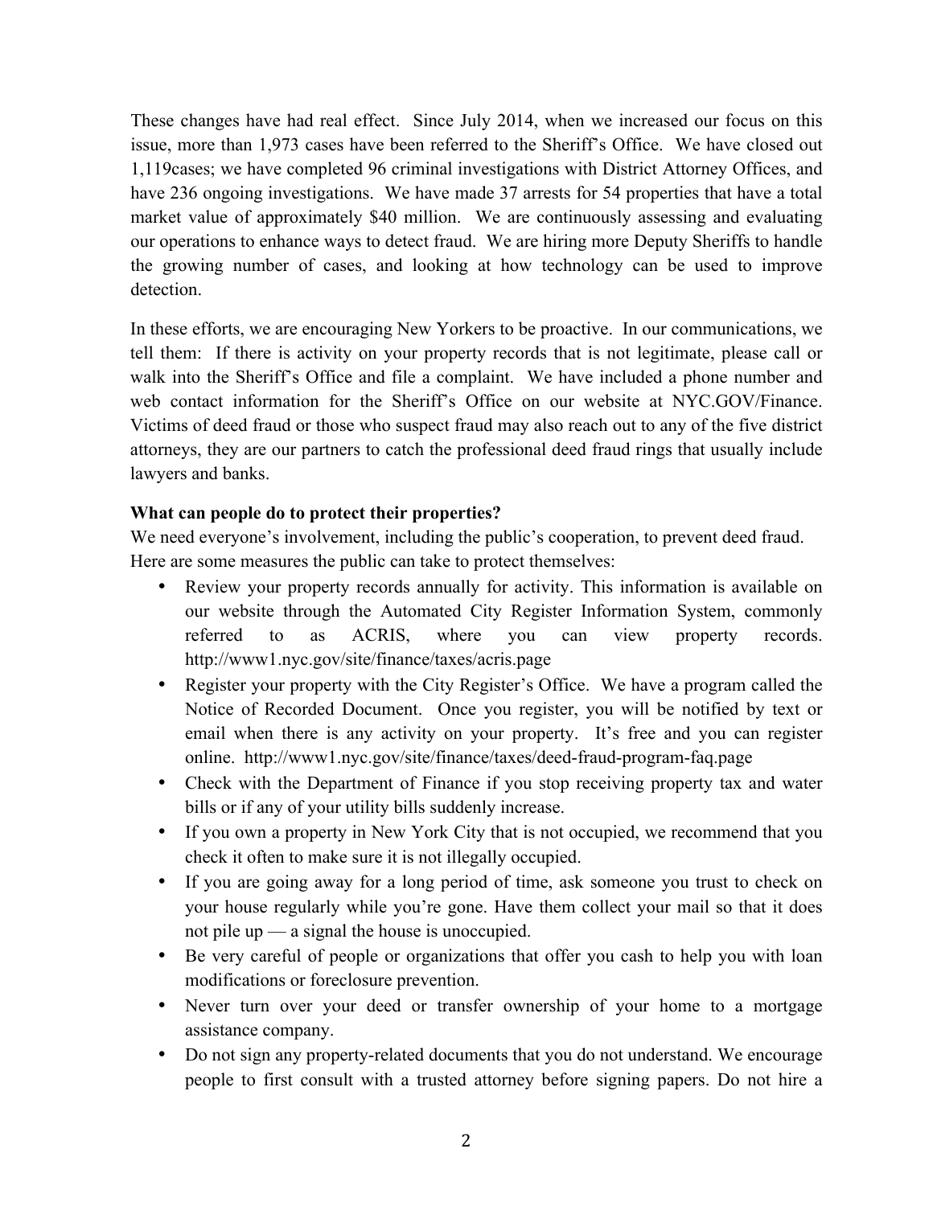These changes have had real effect. Since July 2014, when we increased our focus on this issue, more than 1,973 cases have been referred to the Sheriff's Office. We have closed out 1,119cases; we have completed 96 criminal investigations with District Attorney Offices, and have 236 ongoing investigations. We have made 37 arrests for 54 properties that have a total market value of approximately $40 million. We are continuously assessing and evaluating our operations to enhance ways to detect fraud. We are hiring more Deputy Sheriffs to handle the growing number of cases, and looking at how technology can be used to improve detection.

In these efforts, we are encouraging New Yorkers to be proactive. In our communications, we tell them: If there is activity on your property records that is not legitimate, please call or walk into the Sheriff's Office and file a complaint. We have included a phone number and web contact information for the Sheriff's Office on our website at NYC.GOV/Finance. Victims of deed fraud or those who suspect fraud may also reach out to any of the five district attorneys, they are our partners to catch the professional deed fraud rings that usually include lawyers and banks.

**What can people do to protect their properties?**

We need everyone's involvement, including the public's cooperation, to prevent deed fraud. Here are some measures the public can take to protect themselves:

- Review your property records annually for activity. This information is available on our website through the Automated City Register Information System, commonly referred to as ACRIS, where you can view property records. http://www1.nyc.gov/site/finance/taxes/acris.page
- Register your property with the City Register's Office. We have a program called the Notice of Recorded Document. Once you register, you will be notified by text or email when there is any activity on your property. It's free and you can register online. http://www1.nyc.gov/site/finance/taxes/deed-fraud-program-faq.page
- Check with the Department of Finance if you stop receiving property tax and water bills or if any of your utility bills suddenly increase.
- If you own a property in New York City that is not occupied, we recommend that you check it often to make sure it is not illegally occupied.
- If you are going away for a long period of time, ask someone you trust to check on your house regularly while you're gone. Have them collect your mail so that it does not pile up — a signal the house is unoccupied.
- Be very careful of people or organizations that offer you cash to help you with loan modifications or foreclosure prevention.
- Never turn over your deed or transfer ownership of your home to a mortgage assistance company.
- Do not sign any property-related documents that you do not understand. We encourage people to first consult with a trusted attorney before signing papers. Do not hire a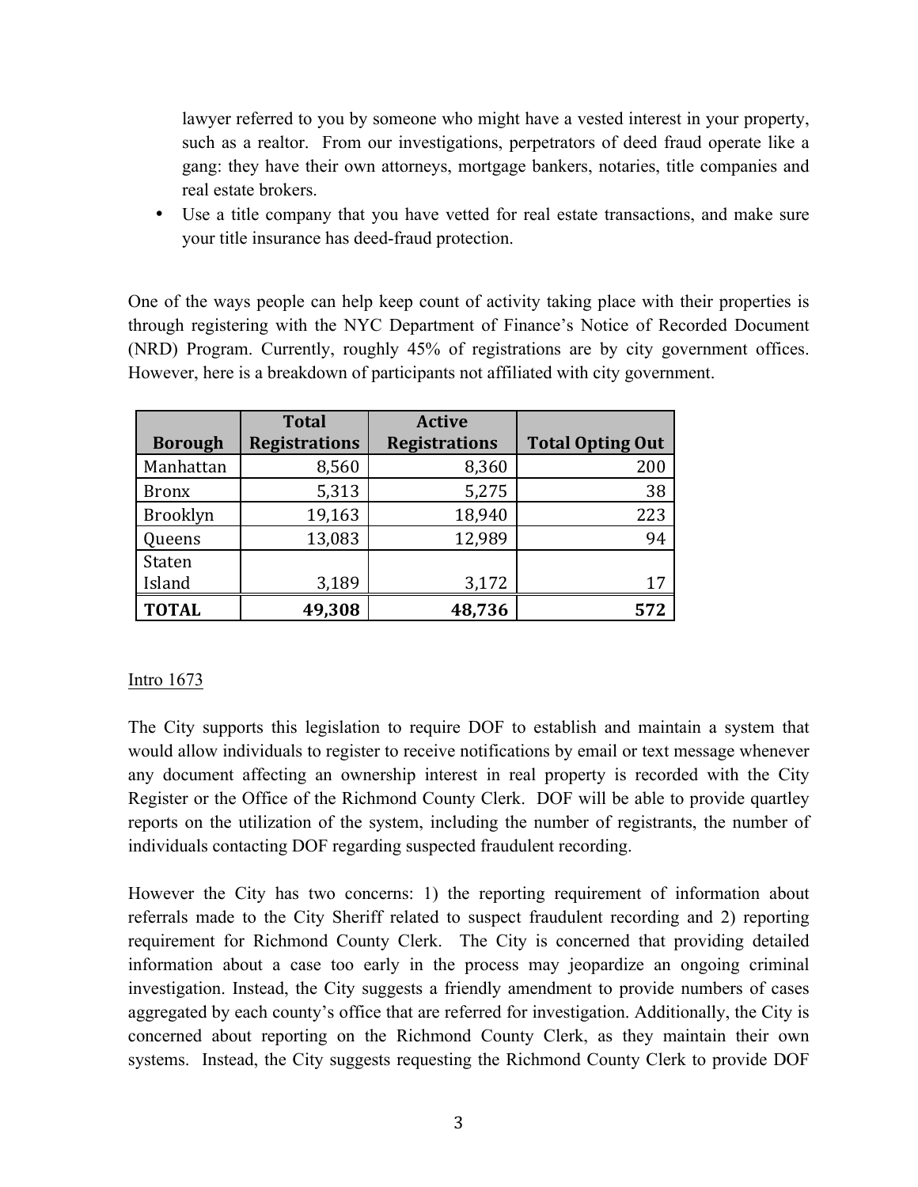lawyer referred to you by someone who might have a vested interest in your property, such as a realtor. From our investigations, perpetrators of deed fraud operate like a gang: they have their own attorneys, mortgage bankers, notaries, title companies and real estate brokers.

- Use a title company that you have vetted for real estate transactions, and make sure your title insurance has deed-fraud protection.

One of the ways people can help keep count of activity taking place with their properties is through registering with the NYC Department of Finance's Notice of Recorded Document (NRD) Program. Currently, roughly 45% of registrations are by city government offices. However, here is a breakdown of participants not affiliated with city government.

| Borough | Total Registrations | Active Registrations | Total Opting Out |
|---|---:|---:|---:|
| Manhattan | 8,560 | 8,360 | 200 |
| Bronx | 5,313 | 5,275 | 38 |
| Brooklyn | 19,163 | 18,940 | 223 |
| Queens | 13,083 | 12,989 | 94 |
| Staten Island | 3,189 | 3,172 | 17 |
| **TOTAL** | **49,308** | **48,736** | **572** |

Intro 1673

The City supports this legislation to require DOF to establish and maintain a system that would allow individuals to register to receive notifications by email or text message whenever any document affecting an ownership interest in real property is recorded with the City Register or the Office of the Richmond County Clerk. DOF will be able to provide quartley reports on the utilization of the system, including the number of registrants, the number of individuals contacting DOF regarding suspected fraudulent recording.

However the City has two concerns: 1) the reporting requirement of information about referrals made to the City Sheriff related to suspect fraudulent recording and 2) reporting requirement for Richmond County Clerk. The City is concerned that providing detailed information about a case too early in the process may jeopardize an ongoing criminal investigation. Instead, the City suggests a friendly amendment to provide numbers of cases aggregated by each county's office that are referred for investigation. Additionally, the City is concerned about reporting on the Richmond County Clerk, as they maintain their own systems. Instead, the City suggests requesting the Richmond County Clerk to provide DOF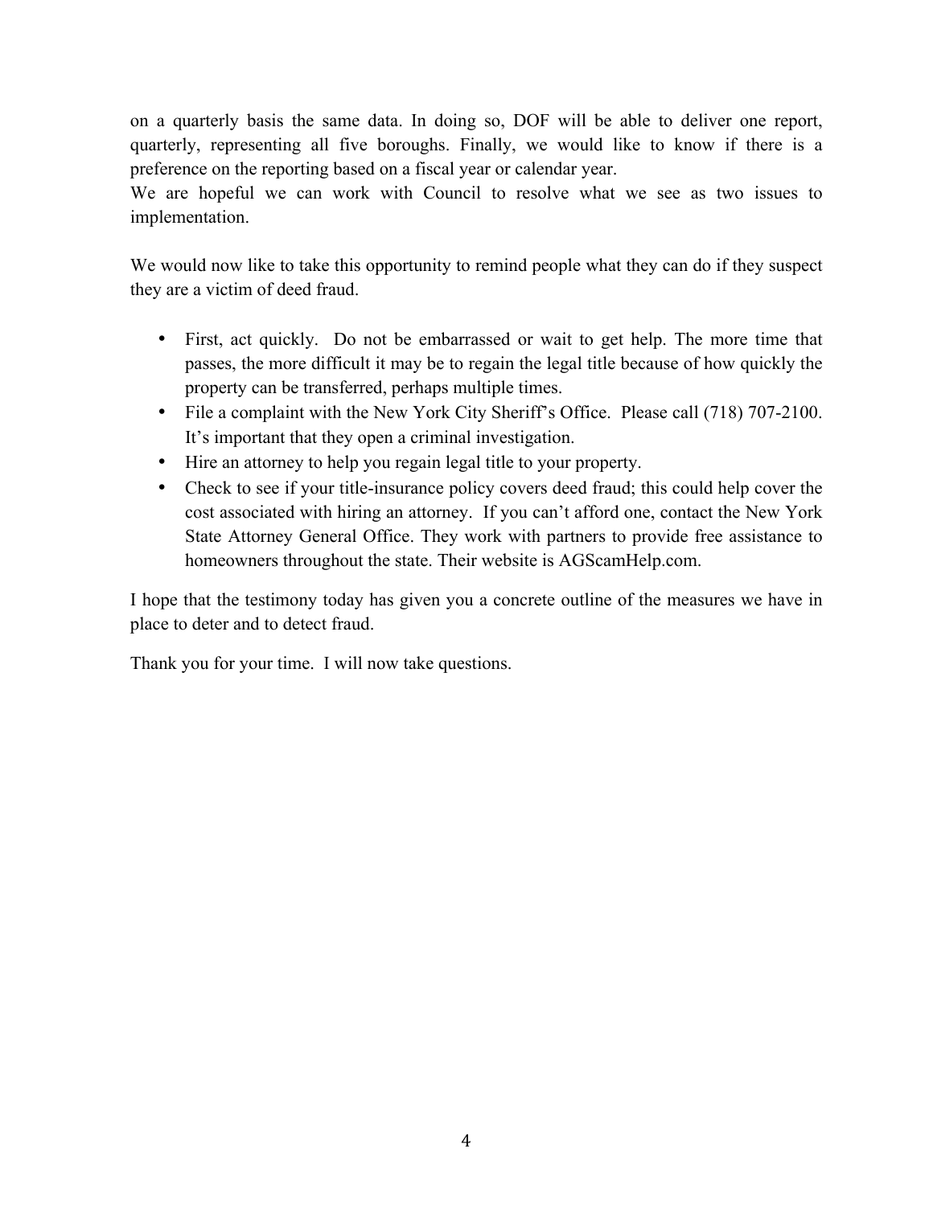on a quarterly basis the same data. In doing so, DOF will be able to deliver one report, quarterly, representing all five boroughs. Finally, we would like to know if there is a preference on the reporting based on a fiscal year or calendar year.
We are hopeful we can work with Council to resolve what we see as two issues to implementation.

We would now like to take this opportunity to remind people what they can do if they suspect they are a victim of deed fraud.

- First, act quickly. Do not be embarrassed or wait to get help. The more time that passes, the more difficult it may be to regain the legal title because of how quickly the property can be transferred, perhaps multiple times.
- File a complaint with the New York City Sheriff's Office. Please call (718) 707-2100. It's important that they open a criminal investigation.
- Hire an attorney to help you regain legal title to your property.
- Check to see if your title-insurance policy covers deed fraud; this could help cover the cost associated with hiring an attorney. If you can't afford one, contact the New York State Attorney General Office. They work with partners to provide free assistance to homeowners throughout the state. Their website is AGScamHelp.com.

I hope that the testimony today has given you a concrete outline of the measures we have in place to deter and to detect fraud.

Thank you for your time. I will now take questions.